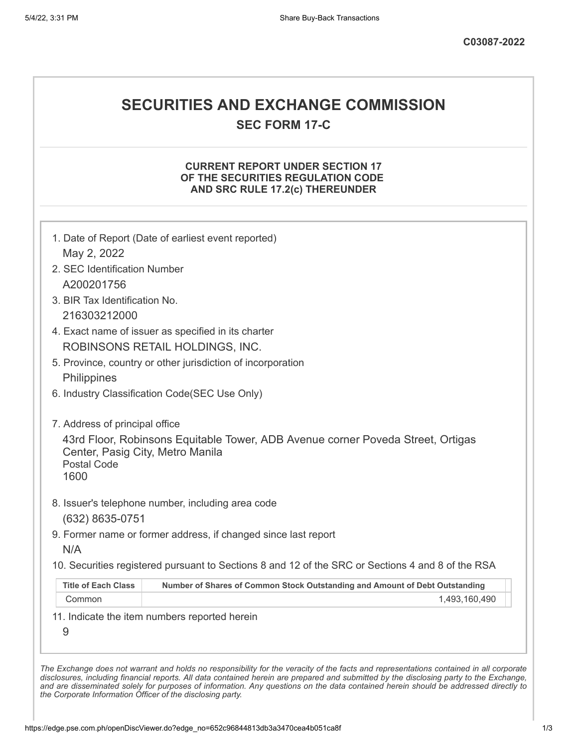**C03087-2022**

# SECURITIES AND EXCHANGE COMMISSION

## SEC FORM 17-C

### CURRENT REPORT UNDER SECTION 17 OF THE SECURITIES REGULATION CODE AND SRC RULE 17.2(c) THEREUNDER

1. Date of Report (Date of earliest event reported)

   May 2, 2022

2. SEC Identification Number

   A200201756

3. BIR Tax Identification No.

   216303212000

4. Exact name of issuer as specified in its charter

   ROBINSONS RETAIL HOLDINGS, INC.

5. Province, country or other jurisdiction of incorporation

   Philippines

6. Industry Classification Code(SEC Use Only)

7. Address of principal office

   43rd Floor, Robinsons Equitable Tower, ADB Avenue corner Poveda Street, Ortigas Center, Pasig City, Metro Manila

   Postal Code

   1600

8. Issuer's telephone number, including area code

   (632) 8635-0751

9. Former name or former address, if changed since last report

   N/A

10. Securities registered pursuant to Sections 8 and 12 of the SRC or Sections 4 and 8 of the RSA

| Title of Each Class | Number of Shares of Common Stock Outstanding and Amount of Debt Outstanding |
|---|---|
| Common | 1,493,160,490 |

11. Indicate the item numbers reported herein

    9

*The Exchange does not warrant and holds no responsibility for the veracity of the facts and representations contained in all corporate disclosures, including financial reports. All data contained herein are prepared and submitted by the disclosing party to the Exchange, and are disseminated solely for purposes of information. Any questions on the data contained herein should be addressed directly to the Corporate Information Officer of the disclosing party.*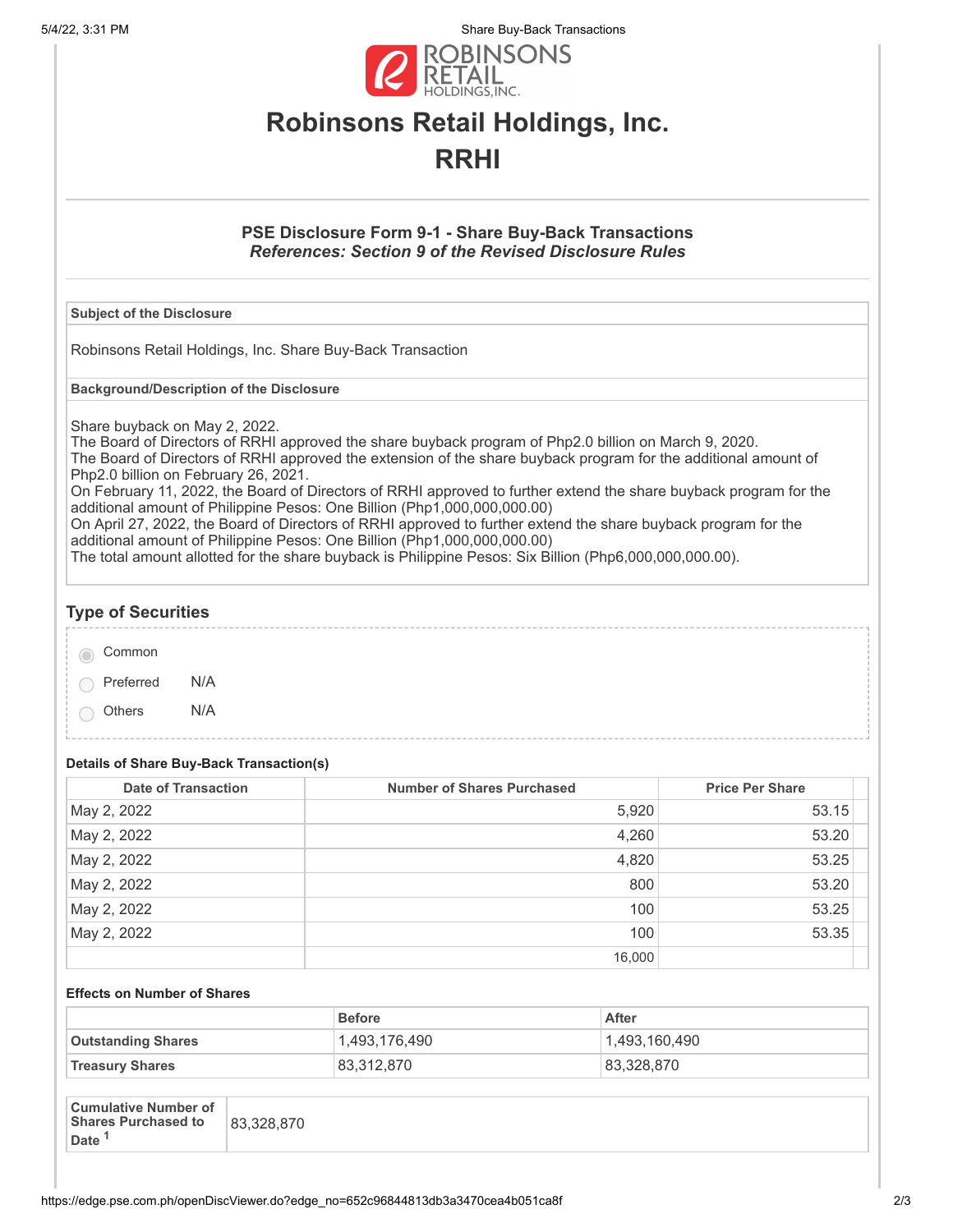# Robinsons Retail Holdings, Inc.

# RRHI

### PSE Disclosure Form 9-1 - Share Buy-Back Transactions

***References: Section 9 of the Revised Disclosure Rules***

| Subject of the Disclosure |
|---|
| Robinsons Retail Holdings, Inc. Share Buy-Back Transaction |

| Background/Description of the Disclosure |
|---|
| Share buyback on May 2, 2022.<br>The Board of Directors of RRHI approved the share buyback program of Php2.0 billion on March 9, 2020.<br>The Board of Directors of RRHI approved the extension of the share buyback program for the additional amount of Php2.0 billion on February 26, 2021.<br>On February 11, 2022, the Board of Directors of RRHI approved to further extend the share buyback program for the additional amount of Philippine Pesos: One Billion (Php1,000,000,000.00)<br>On April 27, 2022, the Board of Directors of RRHI approved to further extend the share buyback program for the additional amount of Philippine Pesos: One Billion (Php1,000,000,000.00)<br>The total amount allotted for the share buyback is Philippine Pesos: Six Billion (Php6,000,000,000.00). |

## Type of Securities

- (●) Common
- ( ) Preferred N/A
- ( ) Others N/A

#### Details of Share Buy-Back Transaction(s)

| Date of Transaction | Number of Shares Purchased | Price Per Share |
|---|---|---|
| May 2, 2022 | 5,920 | 53.15 |
| May 2, 2022 | 4,260 | 53.20 |
| May 2, 2022 | 4,820 | 53.25 |
| May 2, 2022 | 800 | 53.20 |
| May 2, 2022 | 100 | 53.25 |
| May 2, 2022 | 100 | 53.35 |
| | 16,000 | |

#### Effects on Number of Shares

| | Before | After |
|---|---|---|
| **Outstanding Shares** | 1,493,176,490 | 1,493,160,490 |
| **Treasury Shares** | 83,312,870 | 83,328,870 |

| Cumulative Number of Shares Purchased to Date [1] | 83,328,870 |
|---|---|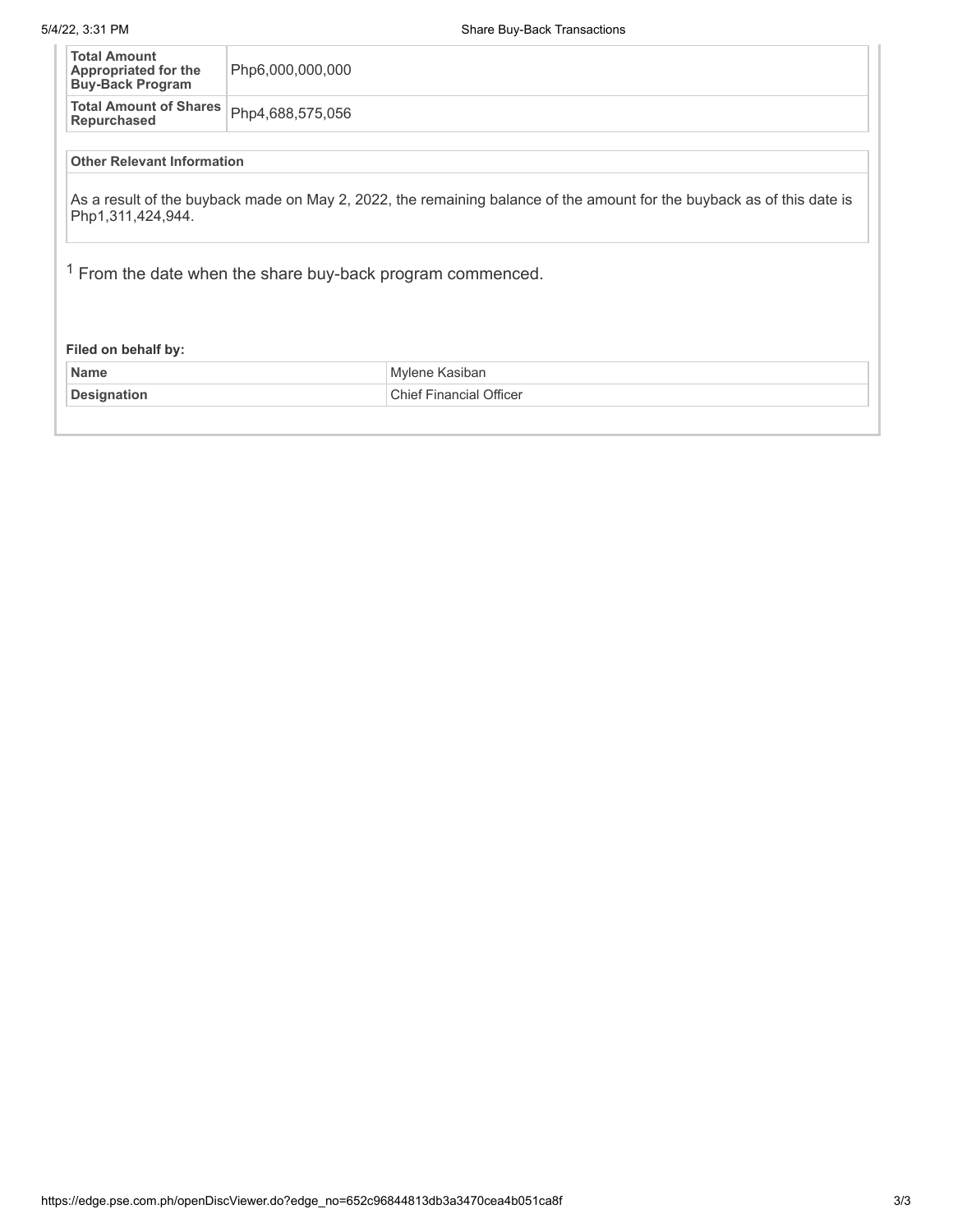| | |
|---|---|
| **Total Amount Appropriated for the Buy-Back Program** | Php6,000,000,000 |
| **Total Amount of Shares Repurchased** | Php4,688,575,056 |

| **Other Relevant Information** |
|---|
| As a result of the buyback made on May 2, 2022, the remaining balance of the amount for the buyback as of this date is Php1,311,424,944. |

[1] From the date when the share buy-back program commenced.

**Filed on behalf by:**

| | |
|---|---|
| **Name** | Mylene Kasiban |
| **Designation** | Chief Financial Officer |